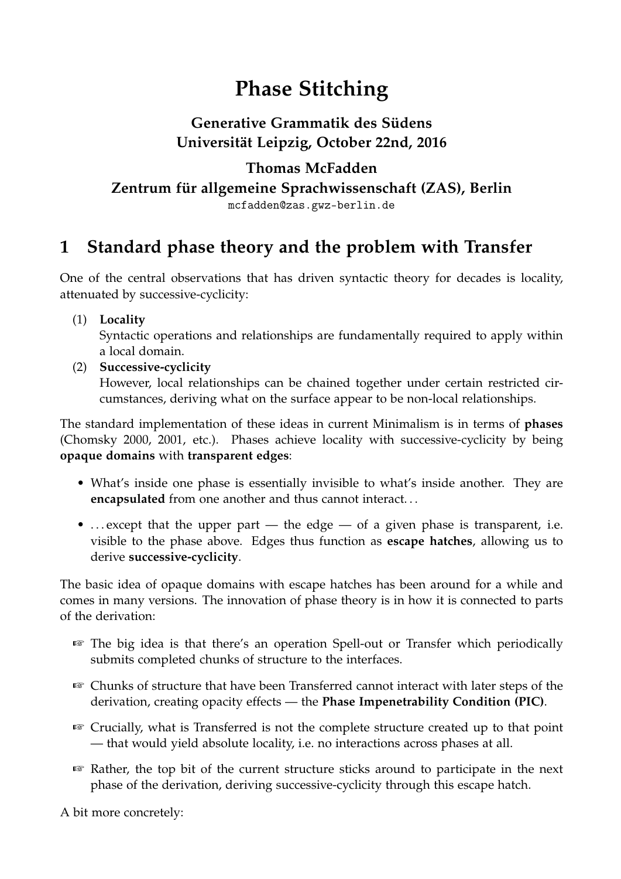# Phase Stitching

**Generative Grammatik des Südens**
**Universität Leipzig, October 22nd, 2016**

**Thomas McFadden**
**Zentrum für allgemeine Sprachwissenschaft (ZAS), Berlin**
mcfadden@zas.gwz-berlin.de

## 1 Standard phase theory and the problem with Transfer

One of the central observations that has driven syntactic theory for decades is locality, attenuated by successive-cyclicity:

(1) **Locality**
Syntactic operations and relationships are fundamentally required to apply within a local domain.

(2) **Successive-cyclicity**
However, local relationships can be chained together under certain restricted circumstances, deriving what on the surface appear to be non-local relationships.

The standard implementation of these ideas in current Minimalism is in terms of **phases** (Chomsky 2000, 2001, etc.). Phases achieve locality with successive-cyclicity by being **opaque domains** with **transparent edges**:

- What's inside one phase is essentially invisible to what's inside another. They are **encapsulated** from one another and thus cannot interact...
- ...except that the upper part — the edge — of a given phase is transparent, i.e. visible to the phase above. Edges thus function as **escape hatches**, allowing us to derive **successive-cyclicity**.

The basic idea of opaque domains with escape hatches has been around for a while and comes in many versions. The innovation of phase theory is in how it is connected to parts of the derivation:

- ☞ The big idea is that there's an operation Spell-out or Transfer which periodically submits completed chunks of structure to the interfaces.
- ☞ Chunks of structure that have been Transferred cannot interact with later steps of the derivation, creating opacity effects — the **Phase Impenetrability Condition (PIC)**.
- ☞ Crucially, what is Transferred is not the complete structure created up to that point — that would yield absolute locality, i.e. no interactions across phases at all.
- ☞ Rather, the top bit of the current structure sticks around to participate in the next phase of the derivation, deriving successive-cyclicity through this escape hatch.

A bit more concretely: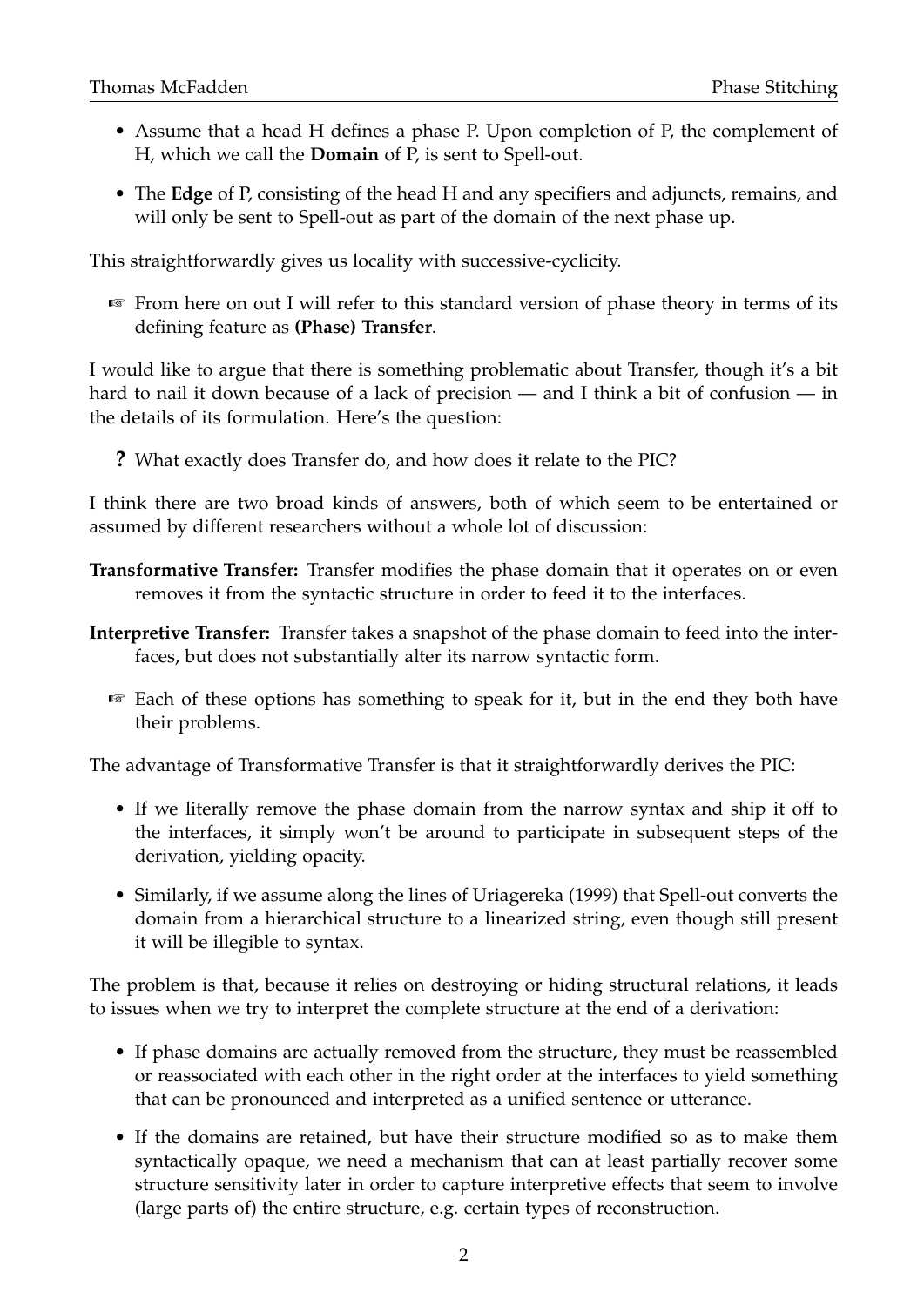- Assume that a head H defines a phase P. Upon completion of P, the complement of H, which we call the **Domain** of P, is sent to Spell-out.
- The **Edge** of P, consisting of the head H and any specifiers and adjuncts, remains, and will only be sent to Spell-out as part of the domain of the next phase up.

This straightforwardly gives us locality with successive-cyclicity.

☞ From here on out I will refer to this standard version of phase theory in terms of its defining feature as **(Phase) Transfer**.

I would like to argue that there is something problematic about Transfer, though it's a bit hard to nail it down because of a lack of precision — and I think a bit of confusion — in the details of its formulation. Here's the question:

**?** What exactly does Transfer do, and how does it relate to the PIC?

I think there are two broad kinds of answers, both of which seem to be entertained or assumed by different researchers without a whole lot of discussion:

**Transformative Transfer:** Transfer modifies the phase domain that it operates on or even removes it from the syntactic structure in order to feed it to the interfaces.

**Interpretive Transfer:** Transfer takes a snapshot of the phase domain to feed into the interfaces, but does not substantially alter its narrow syntactic form.

☞ Each of these options has something to speak for it, but in the end they both have their problems.

The advantage of Transformative Transfer is that it straightforwardly derives the PIC:

- If we literally remove the phase domain from the narrow syntax and ship it off to the interfaces, it simply won't be around to participate in subsequent steps of the derivation, yielding opacity.
- Similarly, if we assume along the lines of Uriagereka (1999) that Spell-out converts the domain from a hierarchical structure to a linearized string, even though still present it will be illegible to syntax.

The problem is that, because it relies on destroying or hiding structural relations, it leads to issues when we try to interpret the complete structure at the end of a derivation:

- If phase domains are actually removed from the structure, they must be reassembled or reassociated with each other in the right order at the interfaces to yield something that can be pronounced and interpreted as a unified sentence or utterance.
- If the domains are retained, but have their structure modified so as to make them syntactically opaque, we need a mechanism that can at least partially recover some structure sensitivity later in order to capture interpretive effects that seem to involve (large parts of) the entire structure, e.g. certain types of reconstruction.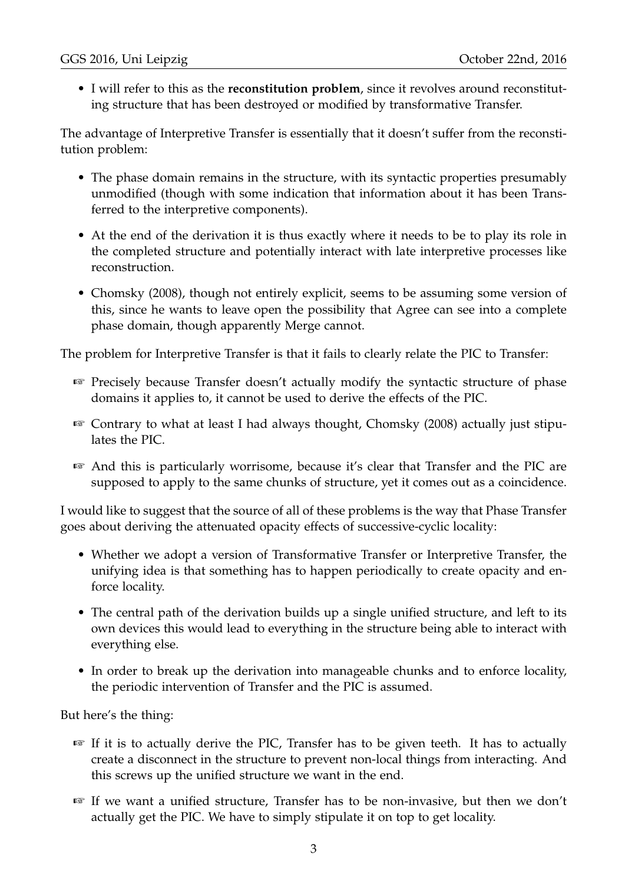- I will refer to this as the **reconstitution problem**, since it revolves around reconstituting structure that has been destroyed or modified by transformative Transfer.

The advantage of Interpretive Transfer is essentially that it doesn't suffer from the reconstitution problem:

- The phase domain remains in the structure, with its syntactic properties presumably unmodified (though with some indication that information about it has been Transferred to the interpretive components).
- At the end of the derivation it is thus exactly where it needs to be to play its role in the completed structure and potentially interact with late interpretive processes like reconstruction.
- Chomsky (2008), though not entirely explicit, seems to be assuming some version of this, since he wants to leave open the possibility that Agree can see into a complete phase domain, though apparently Merge cannot.

The problem for Interpretive Transfer is that it fails to clearly relate the PIC to Transfer:

- ☞ Precisely because Transfer doesn't actually modify the syntactic structure of phase domains it applies to, it cannot be used to derive the effects of the PIC.
- ☞ Contrary to what at least I had always thought, Chomsky (2008) actually just stipulates the PIC.
- ☞ And this is particularly worrisome, because it's clear that Transfer and the PIC are supposed to apply to the same chunks of structure, yet it comes out as a coincidence.

I would like to suggest that the source of all of these problems is the way that Phase Transfer goes about deriving the attenuated opacity effects of successive-cyclic locality:

- Whether we adopt a version of Transformative Transfer or Interpretive Transfer, the unifying idea is that something has to happen periodically to create opacity and enforce locality.
- The central path of the derivation builds up a single unified structure, and left to its own devices this would lead to everything in the structure being able to interact with everything else.
- In order to break up the derivation into manageable chunks and to enforce locality, the periodic intervention of Transfer and the PIC is assumed.

But here's the thing:

- ☞ If it is to actually derive the PIC, Transfer has to be given teeth. It has to actually create a disconnect in the structure to prevent non-local things from interacting. And this screws up the unified structure we want in the end.
- ☞ If we want a unified structure, Transfer has to be non-invasive, but then we don't actually get the PIC. We have to simply stipulate it on top to get locality.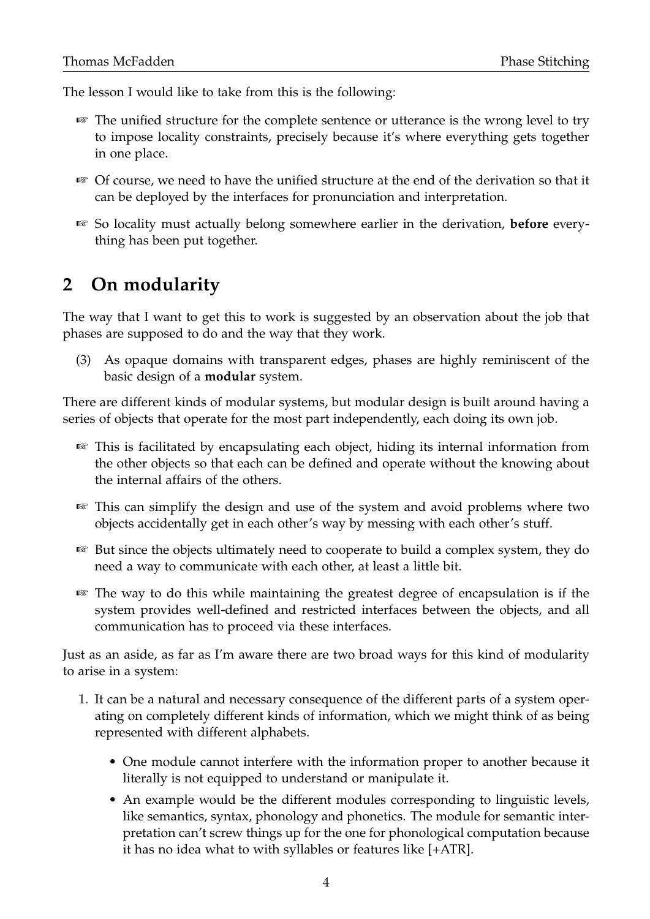The lesson I would like to take from this is the following:

- ☞ The unified structure for the complete sentence or utterance is the wrong level to try to impose locality constraints, precisely because it's where everything gets together in one place.
- ☞ Of course, we need to have the unified structure at the end of the derivation so that it can be deployed by the interfaces for pronunciation and interpretation.
- ☞ So locality must actually belong somewhere earlier in the derivation, **before** everything has been put together.

## 2 On modularity

The way that I want to get this to work is suggested by an observation about the job that phases are supposed to do and the way that they work.

(3) As opaque domains with transparent edges, phases are highly reminiscent of the basic design of a **modular** system.

There are different kinds of modular systems, but modular design is built around having a series of objects that operate for the most part independently, each doing its own job.

- ☞ This is facilitated by encapsulating each object, hiding its internal information from the other objects so that each can be defined and operate without the knowing about the internal affairs of the others.
- ☞ This can simplify the design and use of the system and avoid problems where two objects accidentally get in each other's way by messing with each other's stuff.
- ☞ But since the objects ultimately need to cooperate to build a complex system, they do need a way to communicate with each other, at least a little bit.
- ☞ The way to do this while maintaining the greatest degree of encapsulation is if the system provides well-defined and restricted interfaces between the objects, and all communication has to proceed via these interfaces.

Just as an aside, as far as I'm aware there are two broad ways for this kind of modularity to arise in a system:

1. It can be a natural and necessary consequence of the different parts of a system operating on completely different kinds of information, which we might think of as being represented with different alphabets.
   - One module cannot interfere with the information proper to another because it literally is not equipped to understand or manipulate it.
   - An example would be the different modules corresponding to linguistic levels, like semantics, syntax, phonology and phonetics. The module for semantic interpretation can't screw things up for the one for phonological computation because it has no idea what to with syllables or features like [+ATR].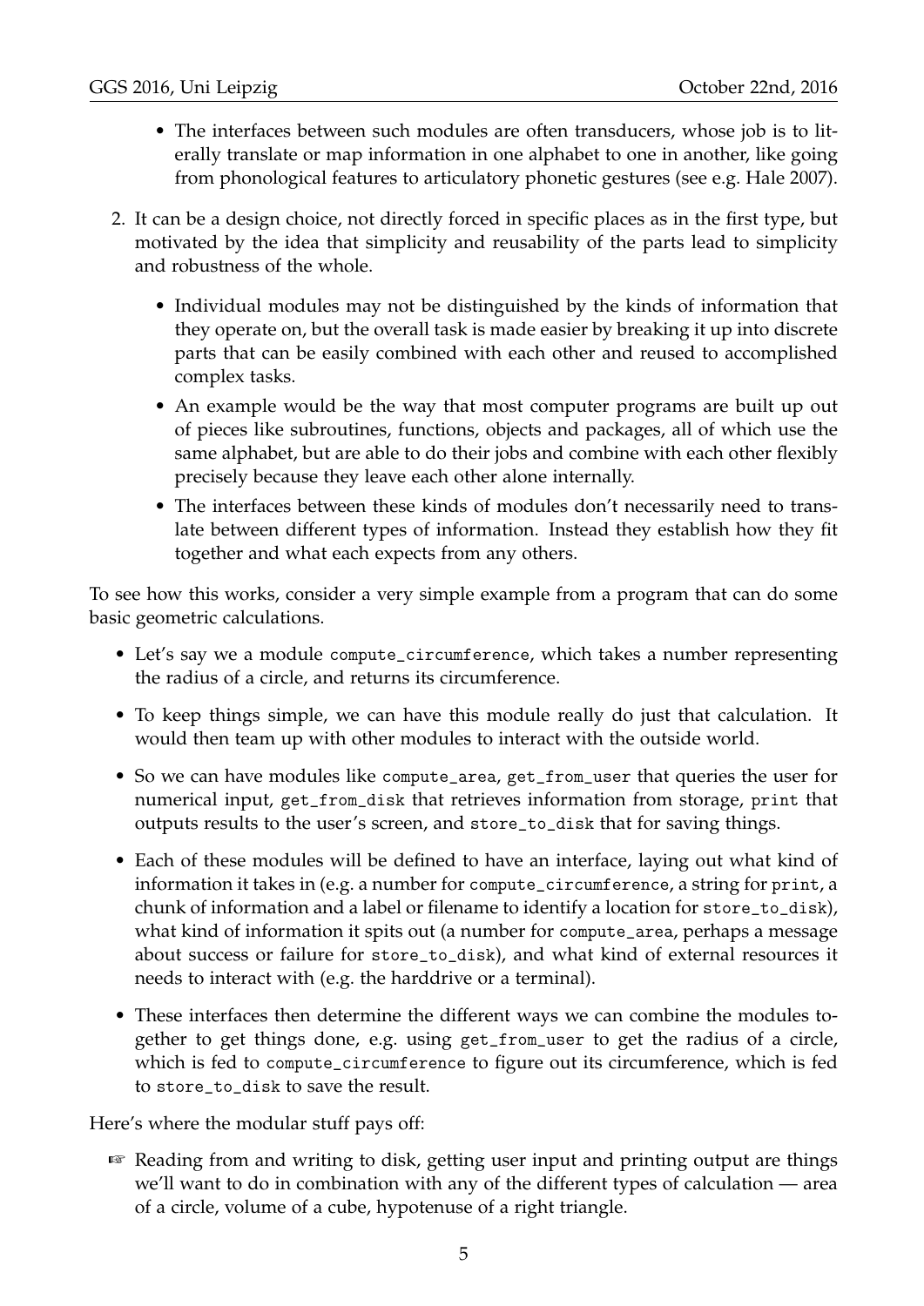- The interfaces between such modules are often transducers, whose job is to literally translate or map information in one alphabet to one in another, like going from phonological features to articulatory phonetic gestures (see e.g. Hale 2007).

2. It can be a design choice, not directly forced in specific places as in the first type, but motivated by the idea that simplicity and reusability of the parts lead to simplicity and robustness of the whole.

    - Individual modules may not be distinguished by the kinds of information that they operate on, but the overall task is made easier by breaking it up into discrete parts that can be easily combined with each other and reused to accomplished complex tasks.
    - An example would be the way that most computer programs are built up out of pieces like subroutines, functions, objects and packages, all of which use the same alphabet, but are able to do their jobs and combine with each other flexibly precisely because they leave each other alone internally.
    - The interfaces between these kinds of modules don't necessarily need to translate between different types of information. Instead they establish how they fit together and what each expects from any others.

To see how this works, consider a very simple example from a program that can do some basic geometric calculations.

- Let's say we a module `compute_circumference`, which takes a number representing the radius of a circle, and returns its circumference.
- To keep things simple, we can have this module really do just that calculation. It would then team up with other modules to interact with the outside world.
- So we can have modules like `compute_area`, `get_from_user` that queries the user for numerical input, `get_from_disk` that retrieves information from storage, `print` that outputs results to the user's screen, and `store_to_disk` that for saving things.
- Each of these modules will be defined to have an interface, laying out what kind of information it takes in (e.g. a number for `compute_circumference`, a string for `print`, a chunk of information and a label or filename to identify a location for `store_to_disk`), what kind of information it spits out (a number for `compute_area`, perhaps a message about success or failure for `store_to_disk`), and what kind of external resources it needs to interact with (e.g. the harddrive or a terminal).
- These interfaces then determine the different ways we can combine the modules together to get things done, e.g. using `get_from_user` to get the radius of a circle, which is fed to `compute_circumference` to figure out its circumference, which is fed to `store_to_disk` to save the result.

Here's where the modular stuff pays off:

☞ Reading from and writing to disk, getting user input and printing output are things we'll want to do in combination with any of the different types of calculation — area of a circle, volume of a cube, hypotenuse of a right triangle.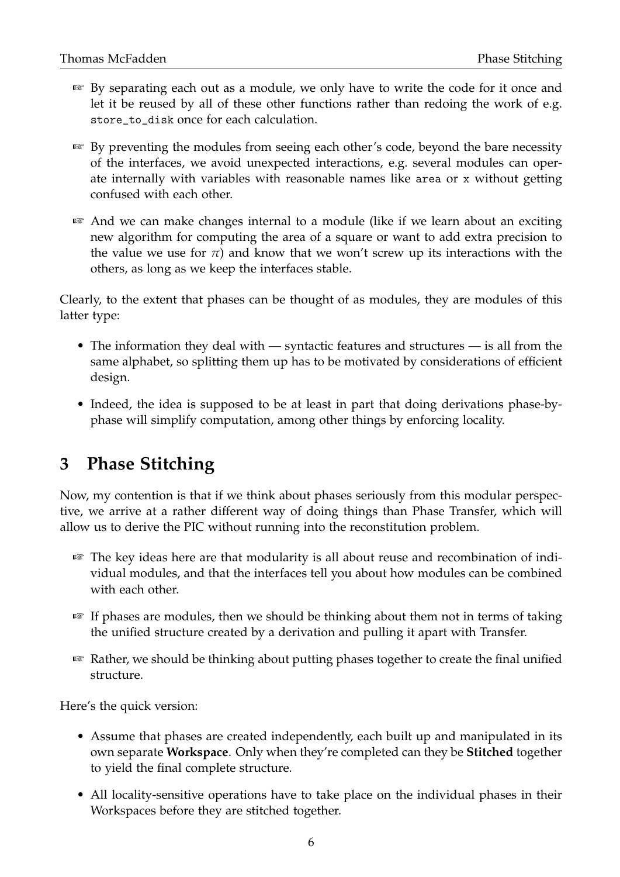- ☞ By separating each out as a module, we only have to write the code for it once and let it be reused by all of these other functions rather than redoing the work of e.g. `store_to_disk` once for each calculation.

- ☞ By preventing the modules from seeing each other's code, beyond the bare necessity of the interfaces, we avoid unexpected interactions, e.g. several modules can operate internally with variables with reasonable names like `area` or `x` without getting confused with each other.

- ☞ And we can make changes internal to a module (like if we learn about an exciting new algorithm for computing the area of a square or want to add extra precision to the value we use for $\pi$) and know that we won't screw up its interactions with the others, as long as we keep the interfaces stable.

Clearly, to the extent that phases can be thought of as modules, they are modules of this latter type:

- The information they deal with — syntactic features and structures — is all from the same alphabet, so splitting them up has to be motivated by considerations of efficient design.

- Indeed, the idea is supposed to be at least in part that doing derivations phase-by-phase will simplify computation, among other things by enforcing locality.

## 3 Phase Stitching

Now, my contention is that if we think about phases seriously from this modular perspective, we arrive at a rather different way of doing things than Phase Transfer, which will allow us to derive the PIC without running into the reconstitution problem.

- ☞ The key ideas here are that modularity is all about reuse and recombination of individual modules, and that the interfaces tell you about how modules can be combined with each other.

- ☞ If phases are modules, then we should be thinking about them not in terms of taking the unified structure created by a derivation and pulling it apart with Transfer.

- ☞ Rather, we should be thinking about putting phases together to create the final unified structure.

Here's the quick version:

- Assume that phases are created independently, each built up and manipulated in its own separate **Workspace**. Only when they're completed can they be **Stitched** together to yield the final complete structure.

- All locality-sensitive operations have to take place on the individual phases in their Workspaces before they are stitched together.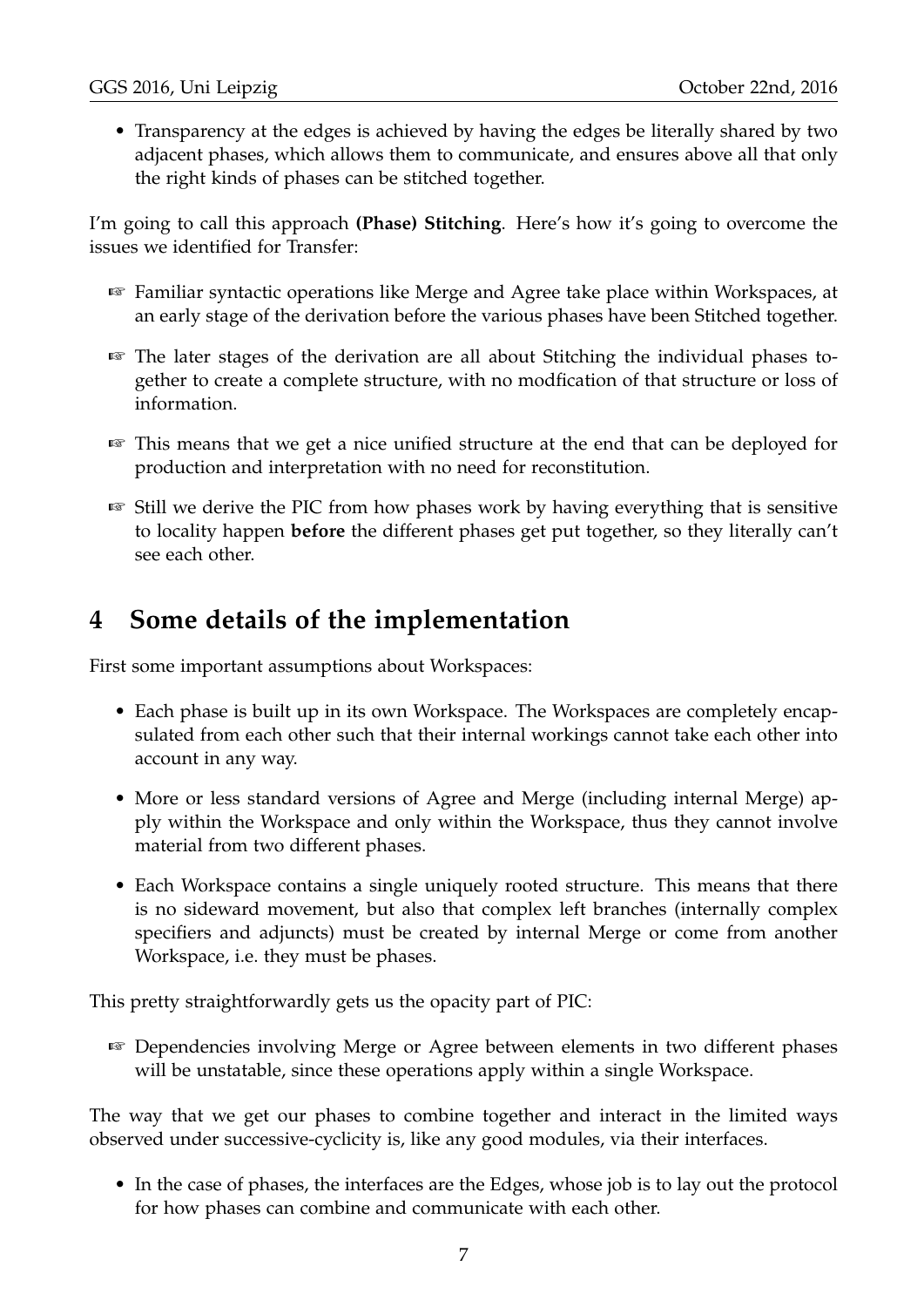- Transparency at the edges is achieved by having the edges be literally shared by two adjacent phases, which allows them to communicate, and ensures above all that only the right kinds of phases can be stitched together.

I'm going to call this approach **(Phase) Stitching**. Here's how it's going to overcome the issues we identified for Transfer:

☞ Familiar syntactic operations like Merge and Agree take place within Workspaces, at an early stage of the derivation before the various phases have been Stitched together.

☞ The later stages of the derivation are all about Stitching the individual phases together to create a complete structure, with no modfication of that structure or loss of information.

☞ This means that we get a nice unified structure at the end that can be deployed for production and interpretation with no need for reconstitution.

☞ Still we derive the PIC from how phases work by having everything that is sensitive to locality happen **before** the different phases get put together, so they literally can't see each other.

## 4 Some details of the implementation

First some important assumptions about Workspaces:

- Each phase is built up in its own Workspace. The Workspaces are completely encapsulated from each other such that their internal workings cannot take each other into account in any way.
- More or less standard versions of Agree and Merge (including internal Merge) apply within the Workspace and only within the Workspace, thus they cannot involve material from two different phases.
- Each Workspace contains a single uniquely rooted structure. This means that there is no sideward movement, but also that complex left branches (internally complex specifiers and adjuncts) must be created by internal Merge or come from another Workspace, i.e. they must be phases.

This pretty straightforwardly gets us the opacity part of PIC:

☞ Dependencies involving Merge or Agree between elements in two different phases will be unstatable, since these operations apply within a single Workspace.

The way that we get our phases to combine together and interact in the limited ways observed under successive-cyclicity is, like any good modules, via their interfaces.

- In the case of phases, the interfaces are the Edges, whose job is to lay out the protocol for how phases can combine and communicate with each other.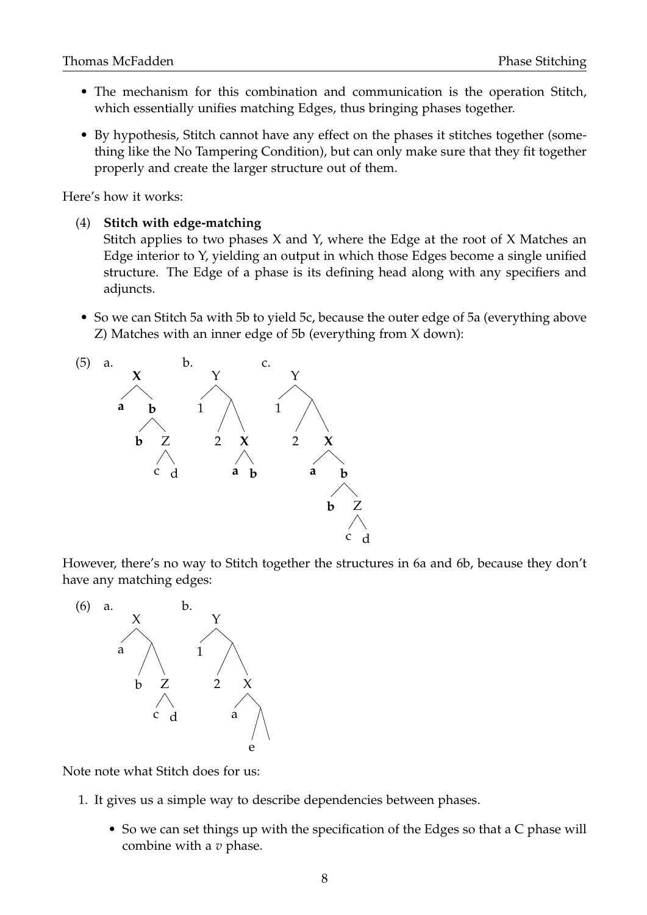- The mechanism for this combination and communication is the operation Stitch, which essentially unifies matching Edges, thus bringing phases together.
- By hypothesis, Stitch cannot have any effect on the phases it stitches together (something like the No Tampering Condition), but can only make sure that they fit together properly and create the larger structure out of them.

Here's how it works:

(4) **Stitch with edge-matching**
Stitch applies to two phases X and Y, where the Edge at the root of X Matches an Edge interior to Y, yielding an output in which those Edges become a single unified structure. The Edge of a phase is its defining head along with any specifiers and adjuncts.

- So we can Stitch 5a with 5b to yield 5c, because the outer edge of 5a (everything above Z) Matches with an inner edge of 5b (everything from X down):

(5) a. [**X** **a** [**b** **b** [Z c d]]]

b. [Y 1 [2 [**X** **a** **b**]]]

c. [Y 1 [2 [**X** **a** [**b** **b** [Z c d]]]]]

However, there's no way to Stitch together the structures in 6a and 6b, because they don't have any matching edges:

(6) a. [X a [b [Z c d]]]

b. [Y 1 [2 [X a [e ]]]]

Note note what Stitch does for us:

1. It gives us a simple way to describe dependencies between phases.
   - So we can set things up with the specification of the Edges so that a C phase will combine with a *v* phase.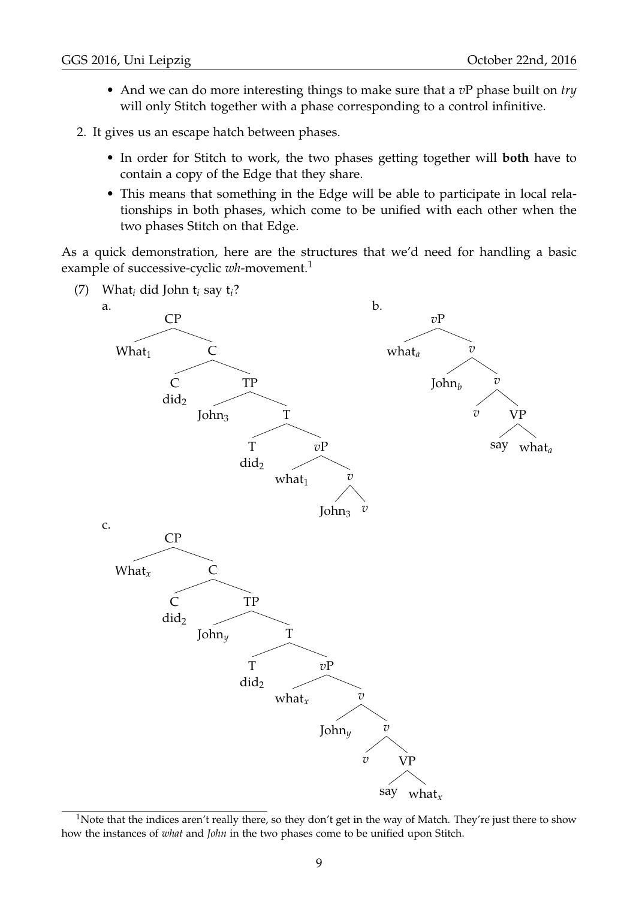- And we can do more interesting things to make sure that a *v*P phase built on *try* will only Stitch together with a phase corresponding to a control infinitive.

2. It gives us an escape hatch between phases.

   - In order for Stitch to work, the two phases getting together will **both** have to contain a copy of the Edge that they share.
   - This means that something in the Edge will be able to participate in local relationships in both phases, which come to be unified with each other when the two phases Stitch on that Edge.

As a quick demonstration, here are the structures that we'd need for handling a basic example of successive-cyclic *wh*-movement.[1]

(7) What$_i$ did John t$_i$ say t$_i$?

a.
```
[CP What_1 [C [C did_2] [TP John_3 [T [T did_2] [vP what_1 [v John_3 v]]]]]]
```

b.
```
[vP what_a [v John_b [v v [VP say what_a]]]]
```

c.
```
[CP What_x [C [C did_2] [TP John_y [T [T did_2] [vP what_x [v John_y [v v [VP say what_x]]]]]]]]
```

[1] Note that the indices aren't really there, so they don't get in the way of Match. They're just there to show how the instances of *what* and *John* in the two phases come to be unified upon Stitch.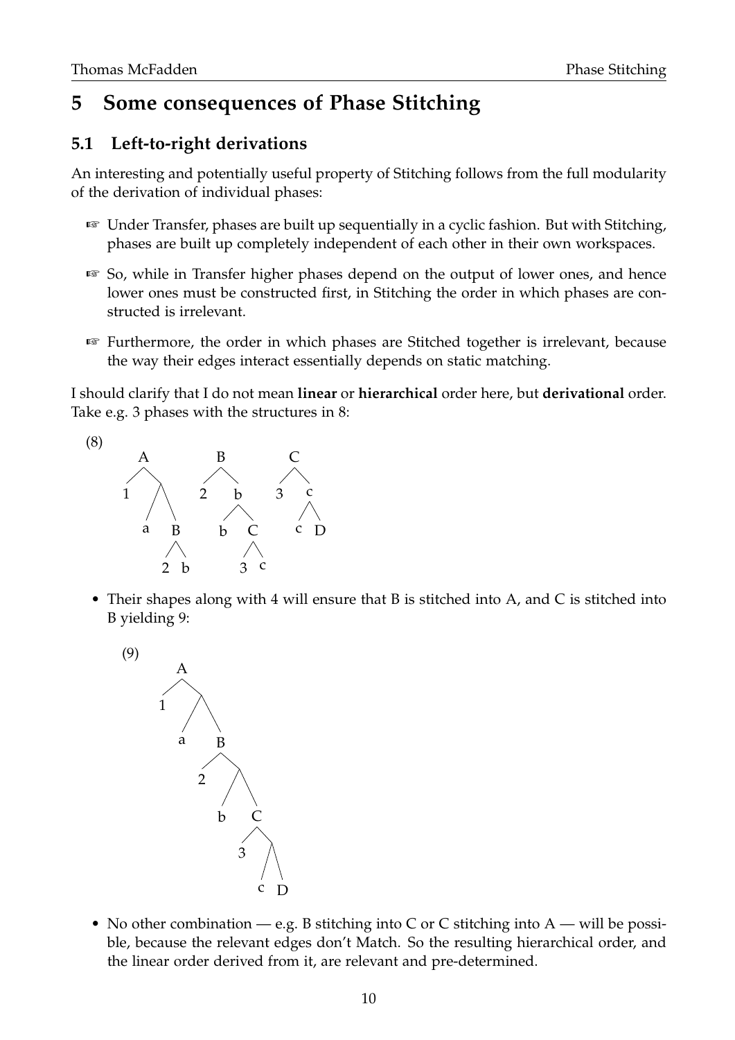# 5 Some consequences of Phase Stitching

## 5.1 Left-to-right derivations

An interesting and potentially useful property of Stitching follows from the full modularity of the derivation of individual phases:

☞ Under Transfer, phases are built up sequentially in a cyclic fashion. But with Stitching, phases are built up completely independent of each other in their own workspaces.

☞ So, while in Transfer higher phases depend on the output of lower ones, and hence lower ones must be constructed first, in Stitching the order in which phases are constructed is irrelevant.

☞ Furthermore, the order in which phases are Stitched together is irrelevant, because the way their edges interact essentially depends on static matching.

I should clarify that I do not mean **linear** or **hierarchical** order here, but **derivational** order. Take e.g. 3 phases with the structures in 8:

(8)

```
     A             B            C
    / \           / \          / \
   1   \         2   b        3   c
      / \           / \          / \
     a   B         b   C        c   D
        / \           / \
       2   b         3   c
```

- Their shapes along with 4 will ensure that B is stitched into A, and C is stitched into B yielding 9:

(9)

```
     A
    / \
   1   \
      / \
     a   B
        / \
       2   \
          / \
         b   C
            / \
           3   \
              / \
             c   D
```

- No other combination — e.g. B stitching into C or C stitching into A — will be possible, because the relevant edges don't Match. So the resulting hierarchical order, and the linear order derived from it, are relevant and pre-determined.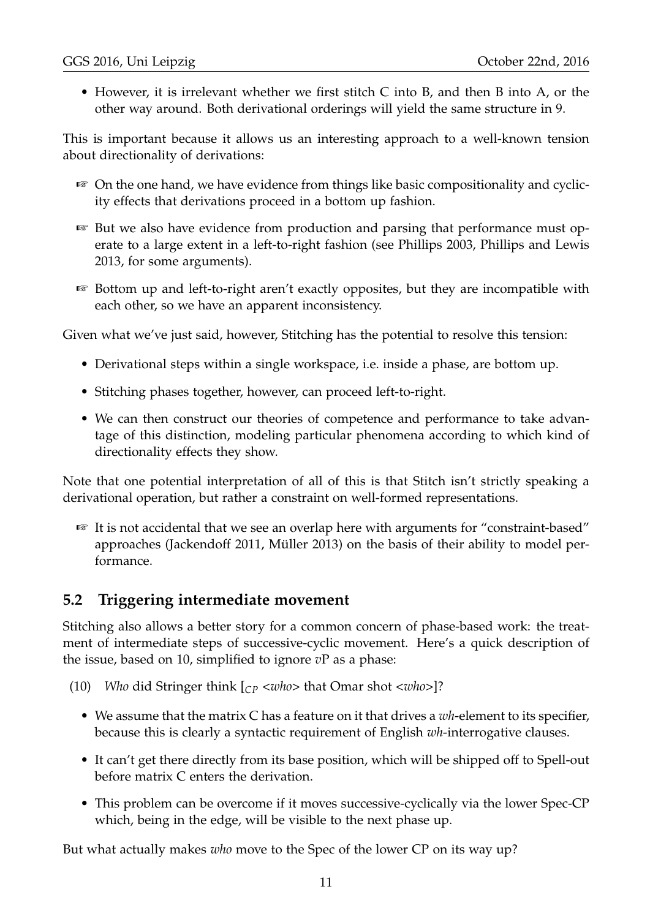- However, it is irrelevant whether we first stitch C into B, and then B into A, or the other way around. Both derivational orderings will yield the same structure in 9.

This is important because it allows us an interesting approach to a well-known tension about directionality of derivations:

- ☞ On the one hand, we have evidence from things like basic compositionality and cyclicity effects that derivations proceed in a bottom up fashion.
- ☞ But we also have evidence from production and parsing that performance must operate to a large extent in a left-to-right fashion (see Phillips 2003, Phillips and Lewis 2013, for some arguments).
- ☞ Bottom up and left-to-right aren't exactly opposites, but they are incompatible with each other, so we have an apparent inconsistency.

Given what we've just said, however, Stitching has the potential to resolve this tension:

- Derivational steps within a single workspace, i.e. inside a phase, are bottom up.
- Stitching phases together, however, can proceed left-to-right.
- We can then construct our theories of competence and performance to take advantage of this distinction, modeling particular phenomena according to which kind of directionality effects they show.

Note that one potential interpretation of all of this is that Stitch isn't strictly speaking a derivational operation, but rather a constraint on well-formed representations.

- ☞ It is not accidental that we see an overlap here with arguments for "constraint-based" approaches (Jackendoff 2011, Müller 2013) on the basis of their ability to model performance.

## 5.2 Triggering intermediate movement

Stitching also allows a better story for a common concern of phase-based work: the treatment of intermediate steps of successive-cyclic movement. Here's a quick description of the issue, based on 10, simplified to ignore *v*P as a phase:

(10) *Who* did Stringer think [$_{CP}$ <*who*> that Omar shot <*who*>]?

- We assume that the matrix C has a feature on it that drives a *wh*-element to its specifier, because this is clearly a syntactic requirement of English *wh*-interrogative clauses.
- It can't get there directly from its base position, which will be shipped off to Spell-out before matrix C enters the derivation.
- This problem can be overcome if it moves successive-cyclically via the lower Spec-CP which, being in the edge, will be visible to the next phase up.

But what actually makes *who* move to the Spec of the lower CP on its way up?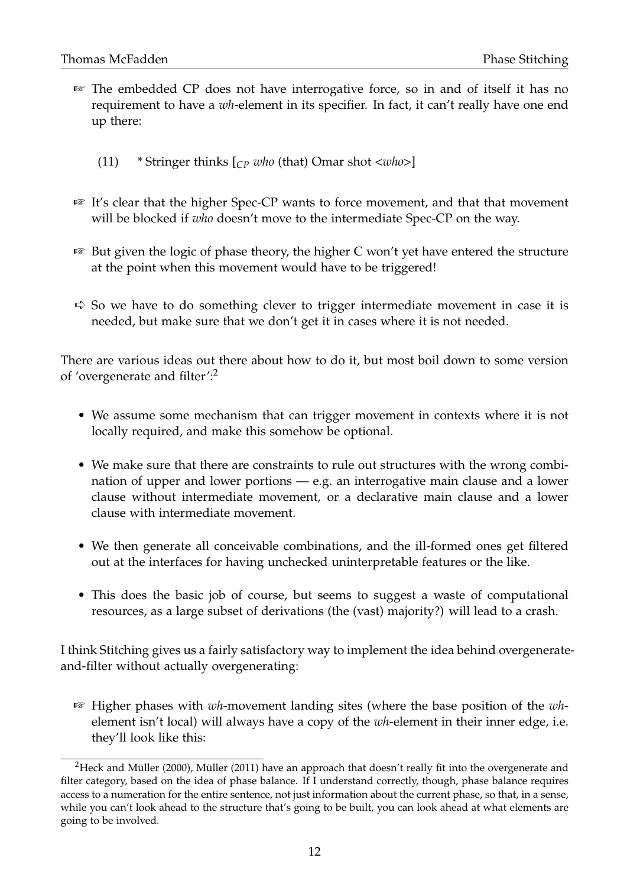☞ The embedded CP does not have interrogative force, so in and of itself it has no requirement to have a *wh*-element in its specifier. In fact, it can't really have one end up there:

(11) * Stringer thinks [$_{CP}$ *who* (that) Omar shot <*who*>]

☞ It's clear that the higher Spec-CP wants to force movement, and that that movement will be blocked if *who* doesn't move to the intermediate Spec-CP on the way.

☞ But given the logic of phase theory, the higher C won't yet have entered the structure at the point when this movement would have to be triggered!

➪ So we have to do something clever to trigger intermediate movement in case it is needed, but make sure that we don't get it in cases where it is not needed.

There are various ideas out there about how to do it, but most boil down to some version of 'overgenerate and filter':[2]

- We assume some mechanism that can trigger movement in contexts where it is not locally required, and make this somehow be optional.
- We make sure that there are constraints to rule out structures with the wrong combination of upper and lower portions — e.g. an interrogative main clause and a lower clause without intermediate movement, or a declarative main clause and a lower clause with intermediate movement.
- We then generate all conceivable combinations, and the ill-formed ones get filtered out at the interfaces for having unchecked uninterpretable features or the like.
- This does the basic job of course, but seems to suggest a waste of computational resources, as a large subset of derivations (the (vast) majority?) will lead to a crash.

I think Stitching gives us a fairly satisfactory way to implement the idea behind overgenerate-and-filter without actually overgenerating:

☞ Higher phases with *wh*-movement landing sites (where the base position of the *wh*-element isn't local) will always have a copy of the *wh*-element in their inner edge, i.e. they'll look like this:

[2] Heck and Müller (2000), Müller (2011) have an approach that doesn't really fit into the overgenerate and filter category, based on the idea of phase balance. If I understand correctly, though, phase balance requires access to a numeration for the entire sentence, not just information about the current phase, so that, in a sense, while you can't look ahead to the structure that's going to be built, you can look ahead at what elements are going to be involved.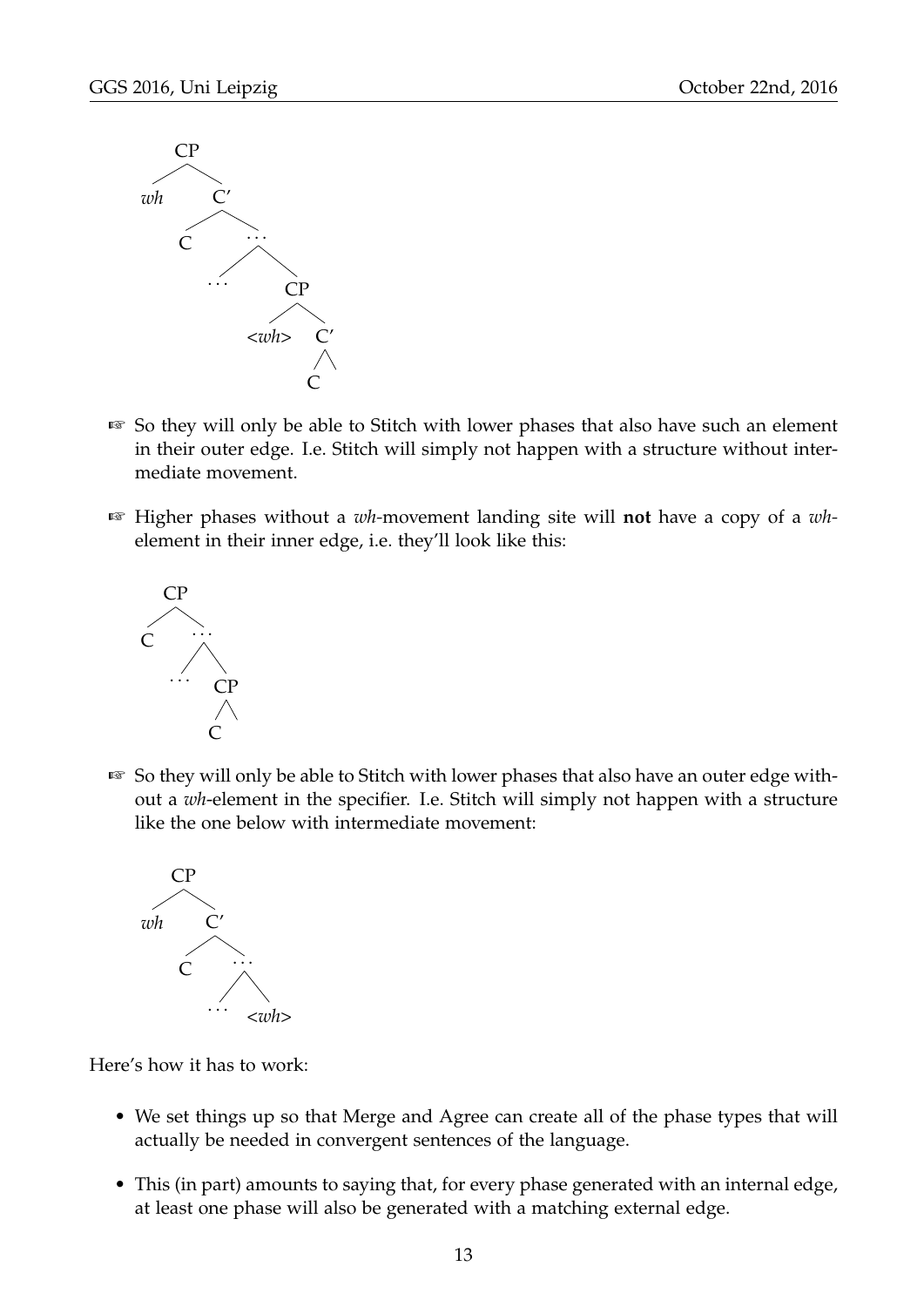```
CP
├── wh
└── C′
    ├── C
    └── ...
        ├── ...
        └── CP
            ├── <wh>
            └── C′
                └── C
```

☞ So they will only be able to Stitch with lower phases that also have such an element in their outer edge. I.e. Stitch will simply not happen with a structure without intermediate movement.

☞ Higher phases without a *wh*-movement landing site will **not** have a copy of a *wh*-element in their inner edge, i.e. they'll look like this:

```
CP
├── C
└── ...
    ├── ...
    └── CP
        └── C
```

☞ So they will only be able to Stitch with lower phases that also have an outer edge without a *wh*-element in the specifier. I.e. Stitch will simply not happen with a structure like the one below with intermediate movement:

```
CP
├── wh
└── C′
    ├── C
    └── ...
        ├── ...
        └── <wh>
```

Here's how it has to work:

- We set things up so that Merge and Agree can create all of the phase types that will actually be needed in convergent sentences of the language.
- This (in part) amounts to saying that, for every phase generated with an internal edge, at least one phase will also be generated with a matching external edge.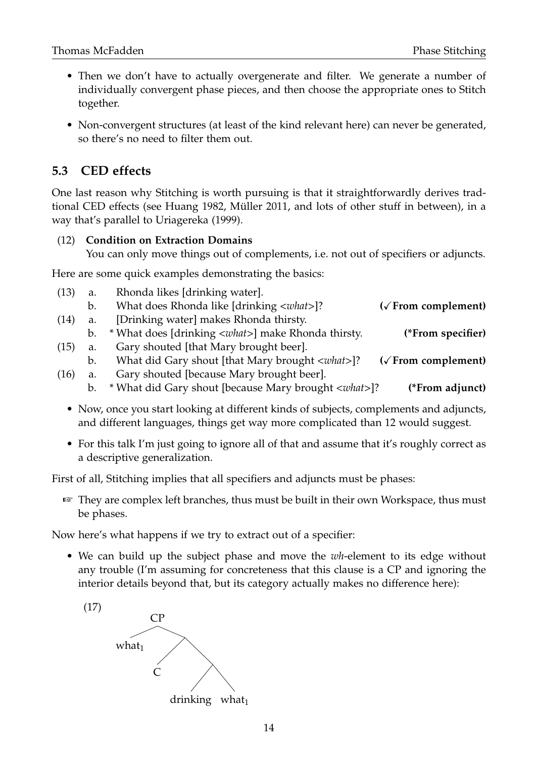- Then we don't have to actually overgenerate and filter. We generate a number of individually convergent phase pieces, and then choose the appropriate ones to Stitch together.
- Non-convergent structures (at least of the kind relevant here) can never be generated, so there's no need to filter them out.

## 5.3 CED effects

One last reason why Stitching is worth pursuing is that it straightforwardly derives traditional CED effects (see Huang 1982, Müller 2011, and lots of other stuff in between), in a way that's parallel to Uriagereka (1999).

(12) **Condition on Extraction Domains**
You can only move things out of complements, i.e. not out of specifiers or adjuncts.

Here are some quick examples demonstrating the basics:

(13) a. Rhonda likes [drinking water].
b. What does Rhonda like [drinking <*what*>]? **(✓From complement)**

(14) a. [Drinking water] makes Rhonda thirsty.
b. * What does [drinking <*what*>] make Rhonda thirsty. **(*From specifier)**

(15) a. Gary shouted [that Mary brought beer].
b. What did Gary shout [that Mary brought <*what*>]? **(✓From complement)**

(16) a. Gary shouted [because Mary brought beer].
b. * What did Gary shout [because Mary brought <*what*>]? **(*From adjunct)**

- Now, once you start looking at different kinds of subjects, complements and adjuncts, and different languages, things get way more complicated than 12 would suggest.
- For this talk I'm just going to ignore all of that and assume that it's roughly correct as a descriptive generalization.

First of all, Stitching implies that all specifiers and adjuncts must be phases:

☞ They are complex left branches, thus must be built in their own Workspace, thus must be phases.

Now here's what happens if we try to extract out of a specifier:

- We can build up the subject phase and move the *wh*-element to its edge without any trouble (I'm assuming for concreteness that this clause is a CP and ignoring the interior details beyond that, but its category actually makes no difference here):

(17)
```
        CP
       /  \
  what1    .
          / \
         C   .
            / \
    drinking   what1
```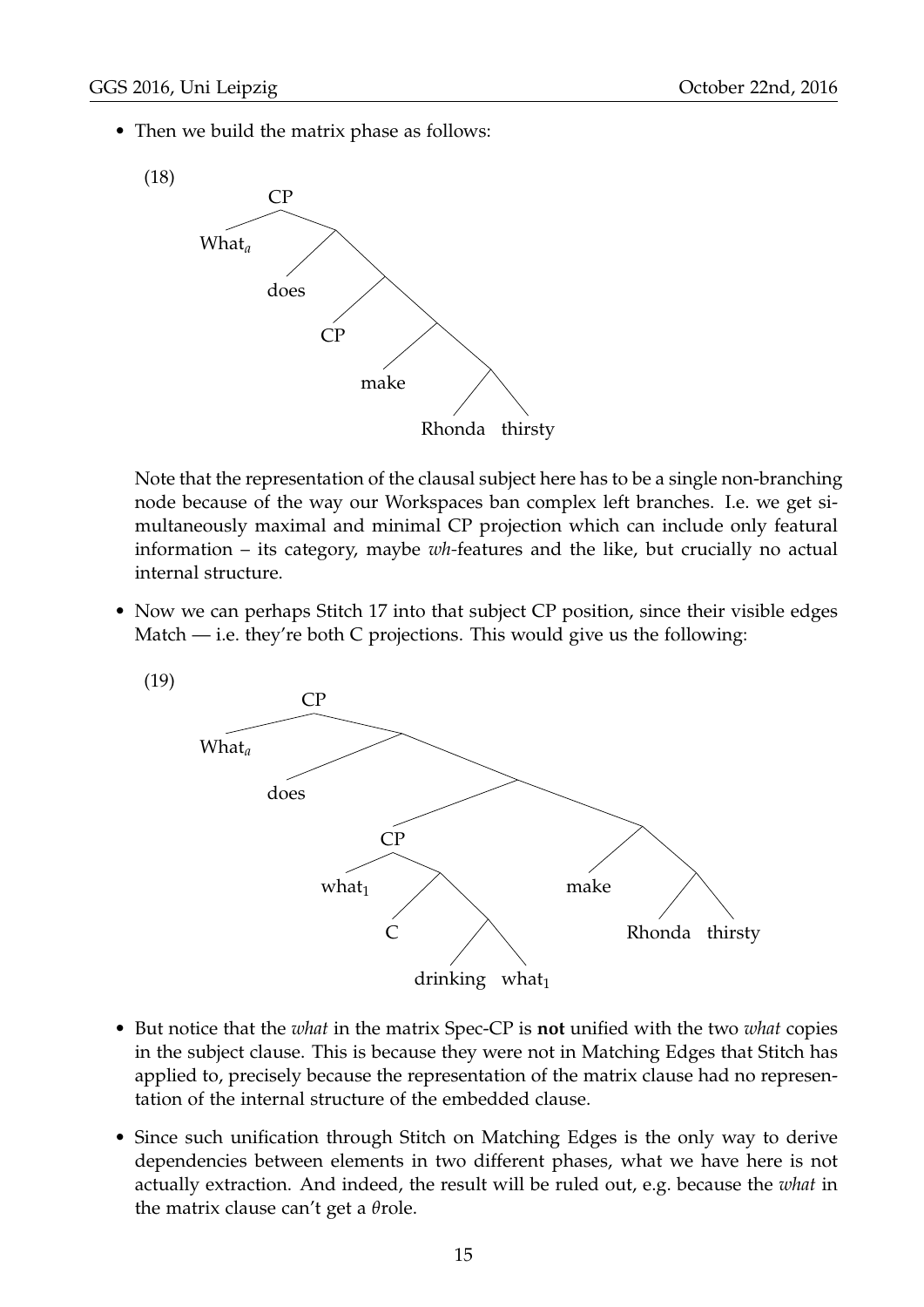- Then we build the matrix phase as follows:

(18)

```
CP
├── What_a
└── 
    ├── does
    └── 
        ├── CP
        └── 
            ├── make
            └── 
                ├── Rhonda
                └── thirsty
```

Note that the representation of the clausal subject here has to be a single non-branching node because of the way our Workspaces ban complex left branches. I.e. we get simultaneously maximal and minimal CP projection which can include only featural information – its category, maybe *wh*-features and the like, but crucially no actual internal structure.

- Now we can perhaps Stitch 17 into that subject CP position, since their visible edges Match — i.e. they're both C projections. This would give us the following:

(19)

```
CP
├── What_a
└── 
    ├── does
    └── 
        ├── CP
        │   ├── what_1
        │   └── 
        │       ├── C
        │       └── 
        │           ├── drinking
        │           └── what_1
        └── 
            ├── make
            └── 
                ├── Rhonda
                └── thirsty
```

- But notice that the *what* in the matrix Spec-CP is **not** unified with the two *what* copies in the subject clause. This is because they were not in Matching Edges that Stitch has applied to, precisely because the representation of the matrix clause had no representation of the internal structure of the embedded clause.

- Since such unification through Stitch on Matching Edges is the only way to derive dependencies between elements in two different phases, what we have here is not actually extraction. And indeed, the result will be ruled out, e.g. because the *what* in the matrix clause can't get a $\theta$role.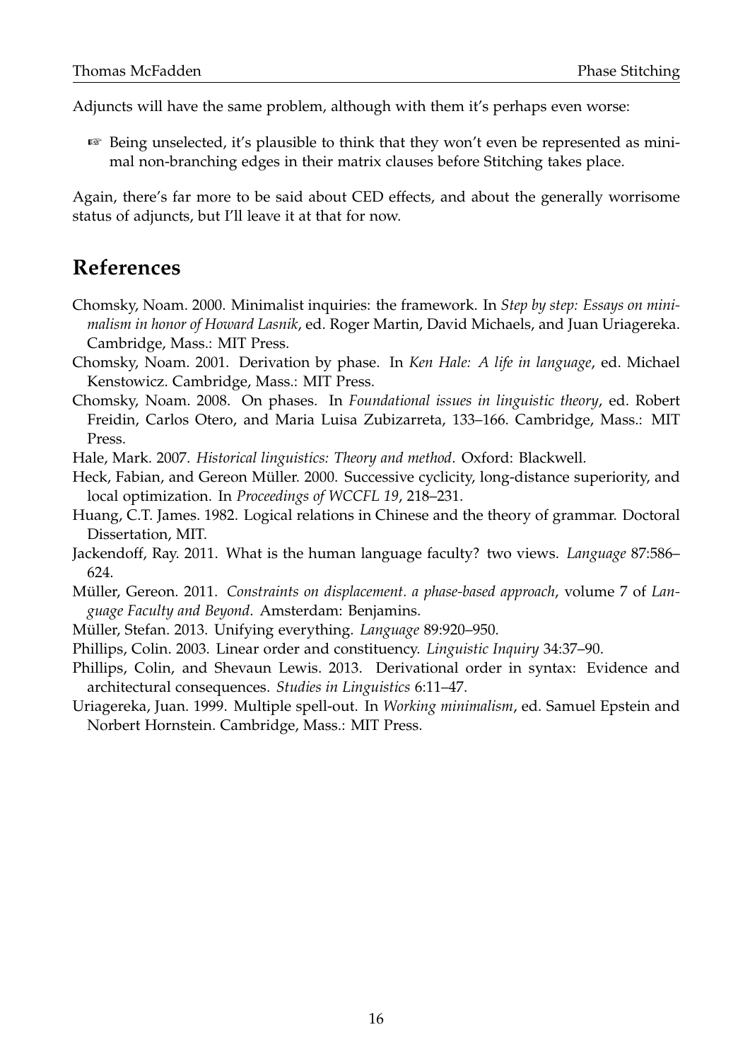Adjuncts will have the same problem, although with them it's perhaps even worse:

☞ Being unselected, it's plausible to think that they won't even be represented as minimal non-branching edges in their matrix clauses before Stitching takes place.

Again, there's far more to be said about CED effects, and about the generally worrisome status of adjuncts, but I'll leave it at that for now.

## References

Chomsky, Noam. 2000. Minimalist inquiries: the framework. In *Step by step: Essays on minimalism in honor of Howard Lasnik*, ed. Roger Martin, David Michaels, and Juan Uriagereka. Cambridge, Mass.: MIT Press.

Chomsky, Noam. 2001. Derivation by phase. In *Ken Hale: A life in language*, ed. Michael Kenstowicz. Cambridge, Mass.: MIT Press.

Chomsky, Noam. 2008. On phases. In *Foundational issues in linguistic theory*, ed. Robert Freidin, Carlos Otero, and Maria Luisa Zubizarreta, 133–166. Cambridge, Mass.: MIT Press.

Hale, Mark. 2007. *Historical linguistics: Theory and method*. Oxford: Blackwell.

Heck, Fabian, and Gereon Müller. 2000. Successive cyclicity, long-distance superiority, and local optimization. In *Proceedings of WCCFL 19*, 218–231.

Huang, C.T. James. 1982. Logical relations in Chinese and the theory of grammar. Doctoral Dissertation, MIT.

Jackendoff, Ray. 2011. What is the human language faculty? two views. *Language* 87:586–624.

Müller, Gereon. 2011. *Constraints on displacement. a phase-based approach*, volume 7 of *Language Faculty and Beyond*. Amsterdam: Benjamins.

Müller, Stefan. 2013. Unifying everything. *Language* 89:920–950.

Phillips, Colin. 2003. Linear order and constituency. *Linguistic Inquiry* 34:37–90.

Phillips, Colin, and Shevaun Lewis. 2013. Derivational order in syntax: Evidence and architectural consequences. *Studies in Linguistics* 6:11–47.

Uriagereka, Juan. 1999. Multiple spell-out. In *Working minimalism*, ed. Samuel Epstein and Norbert Hornstein. Cambridge, Mass.: MIT Press.